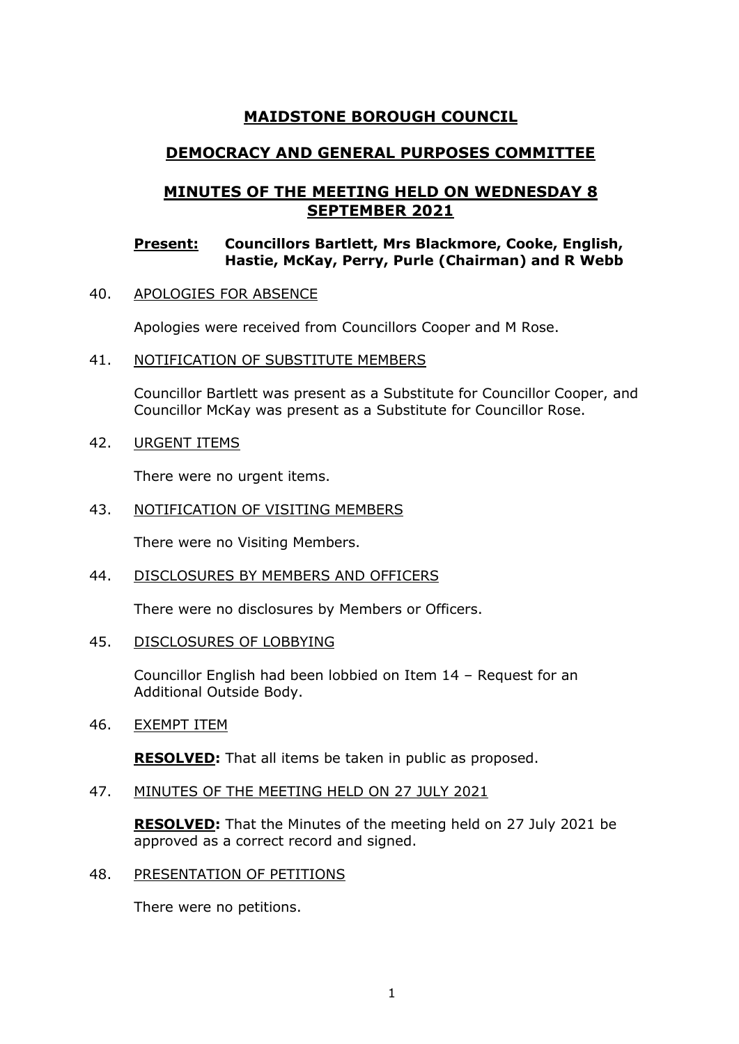# MAIDSTONE BOROUGH COUNCIL

## DEMOCRACY AND GENERAL PURPOSES COMMITTEE

## MINUTES OF THE MEETING HELD ON WEDNESDAY 8 SEPTEMBER 2021

**Present:** **Councillors Bartlett, Mrs Blackmore, Cooke, English, Hastie, McKay, Perry, Purle (Chairman) and R Webb**

40. APOLOGIES FOR ABSENCE

Apologies were received from Councillors Cooper and M Rose.

41. NOTIFICATION OF SUBSTITUTE MEMBERS

Councillor Bartlett was present as a Substitute for Councillor Cooper, and Councillor McKay was present as a Substitute for Councillor Rose.

42. URGENT ITEMS

There were no urgent items.

43. NOTIFICATION OF VISITING MEMBERS

There were no Visiting Members.

44. DISCLOSURES BY MEMBERS AND OFFICERS

There were no disclosures by Members or Officers.

45. DISCLOSURES OF LOBBYING

Councillor English had been lobbied on Item 14 – Request for an Additional Outside Body.

46. EXEMPT ITEM

**RESOLVED:** That all items be taken in public as proposed.

47. MINUTES OF THE MEETING HELD ON 27 JULY 2021

**RESOLVED:** That the Minutes of the meeting held on 27 July 2021 be approved as a correct record and signed.

48. PRESENTATION OF PETITIONS

There were no petitions.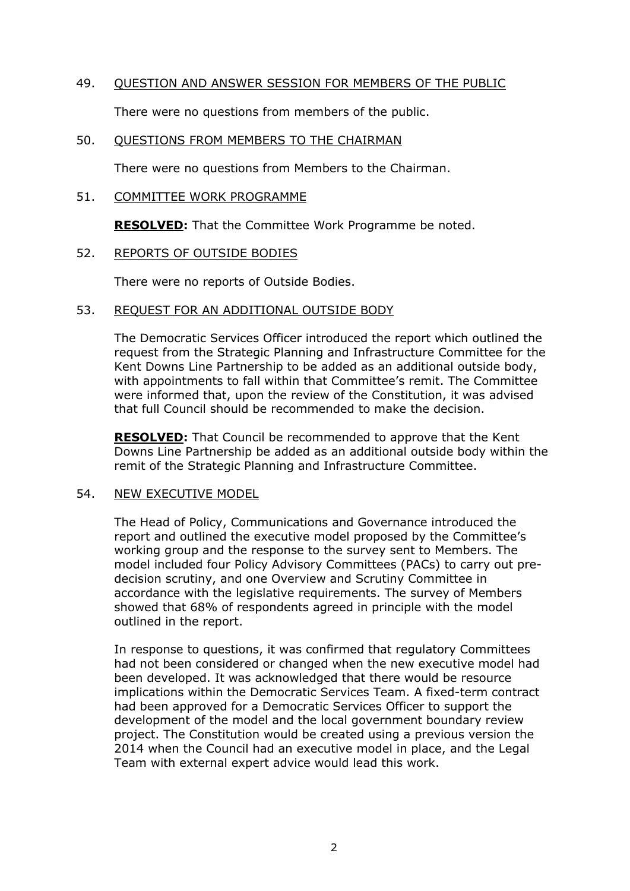49. QUESTION AND ANSWER SESSION FOR MEMBERS OF THE PUBLIC

    There were no questions from members of the public.

50. QUESTIONS FROM MEMBERS TO THE CHAIRMAN

    There were no questions from Members to the Chairman.

51. COMMITTEE WORK PROGRAMME

    **RESOLVED:** That the Committee Work Programme be noted.

52. REPORTS OF OUTSIDE BODIES

    There were no reports of Outside Bodies.

53. REQUEST FOR AN ADDITIONAL OUTSIDE BODY

    The Democratic Services Officer introduced the report which outlined the request from the Strategic Planning and Infrastructure Committee for the Kent Downs Line Partnership to be added as an additional outside body, with appointments to fall within that Committee's remit. The Committee were informed that, upon the review of the Constitution, it was advised that full Council should be recommended to make the decision.

    **RESOLVED:** That Council be recommended to approve that the Kent Downs Line Partnership be added as an additional outside body within the remit of the Strategic Planning and Infrastructure Committee.

54. NEW EXECUTIVE MODEL

    The Head of Policy, Communications and Governance introduced the report and outlined the executive model proposed by the Committee's working group and the response to the survey sent to Members. The model included four Policy Advisory Committees (PACs) to carry out pre-decision scrutiny, and one Overview and Scrutiny Committee in accordance with the legislative requirements. The survey of Members showed that 68% of respondents agreed in principle with the model outlined in the report.

    In response to questions, it was confirmed that regulatory Committees had not been considered or changed when the new executive model had been developed. It was acknowledged that there would be resource implications within the Democratic Services Team. A fixed-term contract had been approved for a Democratic Services Officer to support the development of the model and the local government boundary review project. The Constitution would be created using a previous version the 2014 when the Council had an executive model in place, and the Legal Team with external expert advice would lead this work.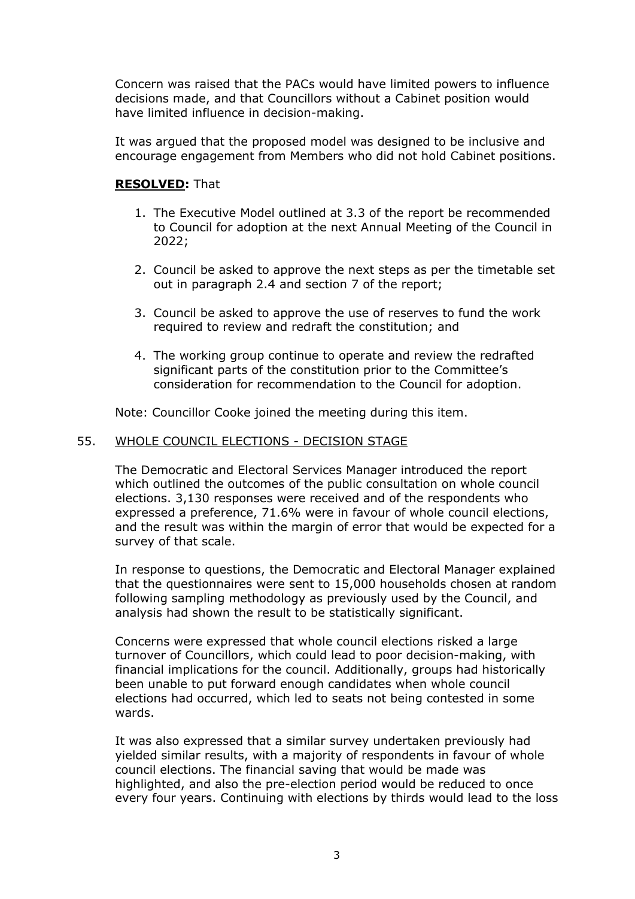Concern was raised that the PACs would have limited powers to influence decisions made, and that Councillors without a Cabinet position would have limited influence in decision-making.

It was argued that the proposed model was designed to be inclusive and encourage engagement from Members who did not hold Cabinet positions.

**RESOLVED:** That

1. The Executive Model outlined at 3.3 of the report be recommended to Council for adoption at the next Annual Meeting of the Council in 2022;

2. Council be asked to approve the next steps as per the timetable set out in paragraph 2.4 and section 7 of the report;

3. Council be asked to approve the use of reserves to fund the work required to review and redraft the constitution; and

4. The working group continue to operate and review the redrafted significant parts of the constitution prior to the Committee's consideration for recommendation to the Council for adoption.

Note: Councillor Cooke joined the meeting during this item.

## 55. WHOLE COUNCIL ELECTIONS - DECISION STAGE

The Democratic and Electoral Services Manager introduced the report which outlined the outcomes of the public consultation on whole council elections. 3,130 responses were received and of the respondents who expressed a preference, 71.6% were in favour of whole council elections, and the result was within the margin of error that would be expected for a survey of that scale.

In response to questions, the Democratic and Electoral Manager explained that the questionnaires were sent to 15,000 households chosen at random following sampling methodology as previously used by the Council, and analysis had shown the result to be statistically significant.

Concerns were expressed that whole council elections risked a large turnover of Councillors, which could lead to poor decision-making, with financial implications for the council. Additionally, groups had historically been unable to put forward enough candidates when whole council elections had occurred, which led to seats not being contested in some wards.

It was also expressed that a similar survey undertaken previously had yielded similar results, with a majority of respondents in favour of whole council elections. The financial saving that would be made was highlighted, and also the pre-election period would be reduced to once every four years. Continuing with elections by thirds would lead to the loss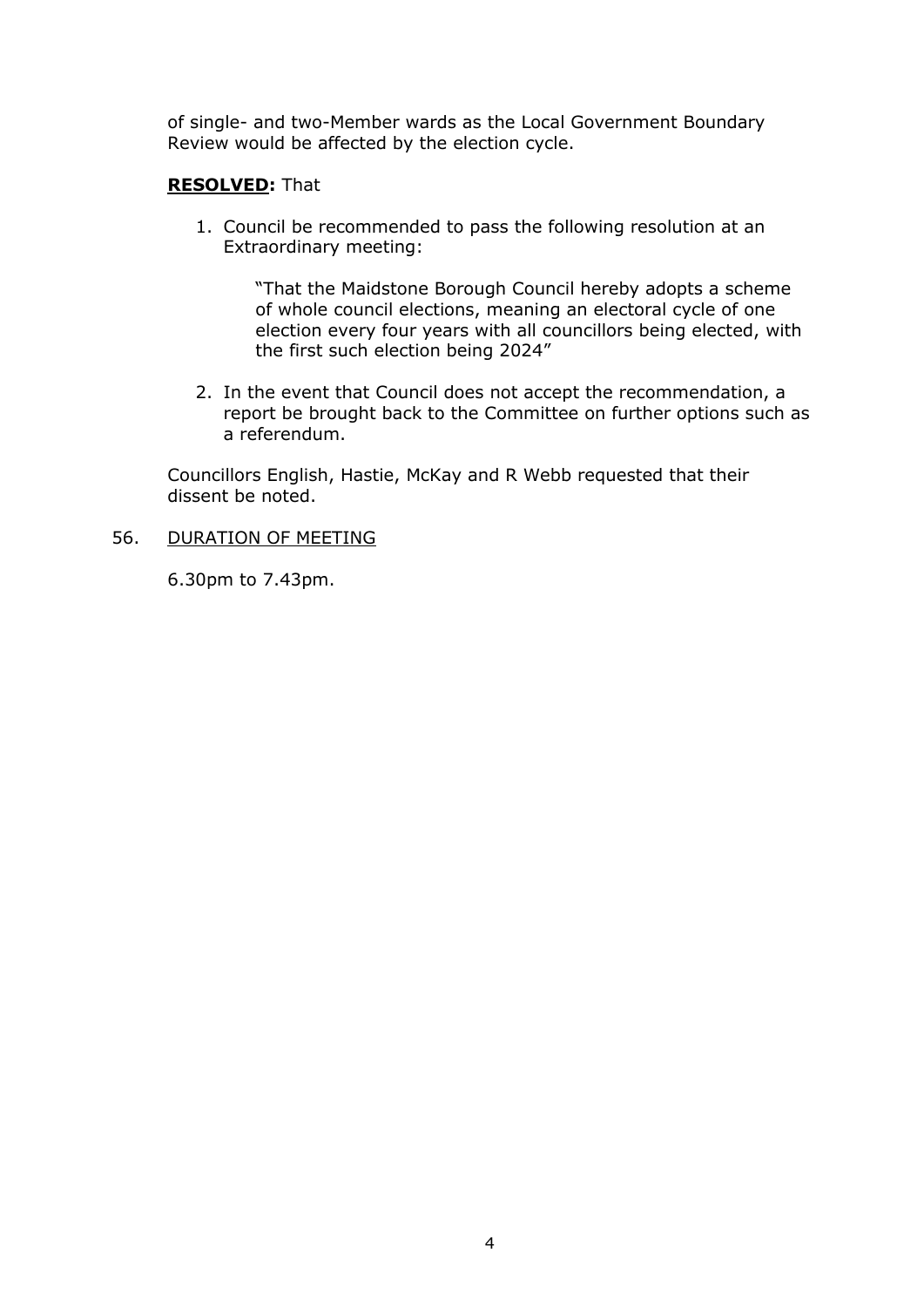of single- and two-Member wards as the Local Government Boundary Review would be affected by the election cycle.

**RESOLVED:** That

1. Council be recommended to pass the following resolution at an Extraordinary meeting:

   "That the Maidstone Borough Council hereby adopts a scheme of whole council elections, meaning an electoral cycle of one election every four years with all councillors being elected, with the first such election being 2024"

2. In the event that Council does not accept the recommendation, a report be brought back to the Committee on further options such as a referendum.

Councillors English, Hastie, McKay and R Webb requested that their dissent be noted.

56. DURATION OF MEETING

6.30pm to 7.43pm.